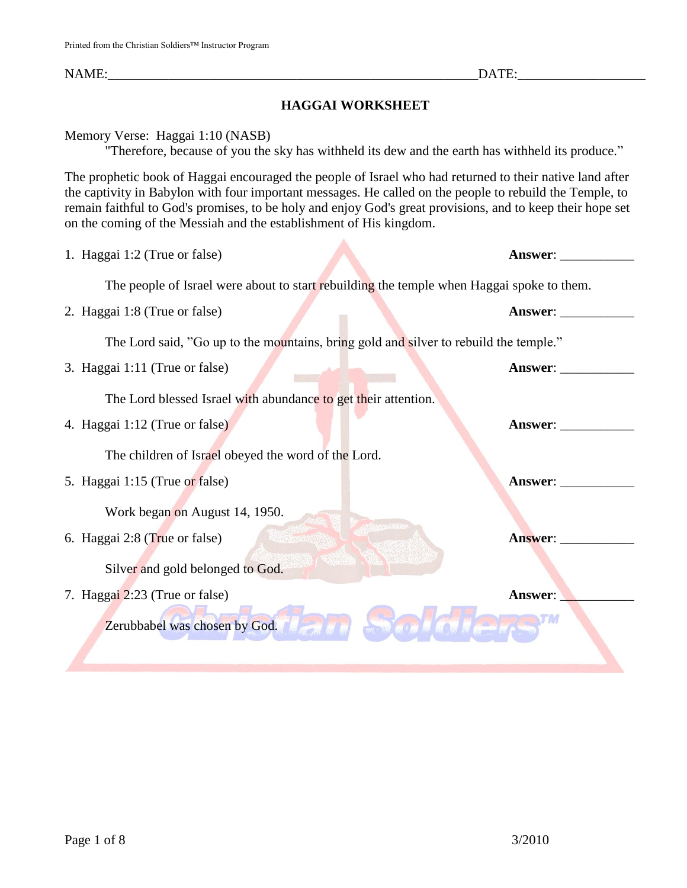Printed from the Christian Soldiers™ Instructor Program

NAME:_______________________________________________________DATE:__________________

## HAGGAI WORKSHEET

Memory Verse: Haggai 1:10 (NASB)

"Therefore, because of you the sky has withheld its dew and the earth has withheld its produce."

The prophetic book of Haggai encouraged the people of Israel who had returned to their native land after the captivity in Babylon with four important messages. He called on the people to rebuild the Temple, to remain faithful to God's promises, to be holy and enjoy God's great provisions, and to keep their hope set on the coming of the Messiah and the establishment of His kingdom.

1. Haggai 1:2 (True or false) **Answer**: ___________

   The people of Israel were about to start rebuilding the temple when Haggai spoke to them.

2. Haggai 1:8 (True or false) **Answer**: ___________

   The Lord said, "Go up to the mountains, bring gold and silver to rebuild the temple."

3. Haggai 1:11 (True or false) **Answer**: ___________

   The Lord blessed Israel with abundance to get their attention.

4. Haggai 1:12 (True or false) **Answer**: ___________

   The children of Israel obeyed the word of the Lord.

5. Haggai 1:15 (True or false) **Answer**: ___________

   Work began on August 14, 1950.

6. Haggai 2:8 (True or false) **Answer**: ___________

   Silver and gold belonged to God.

7. Haggai 2:23 (True or false) **Answer**: ___________

   Zerubbabel was chosen by God.

3/2010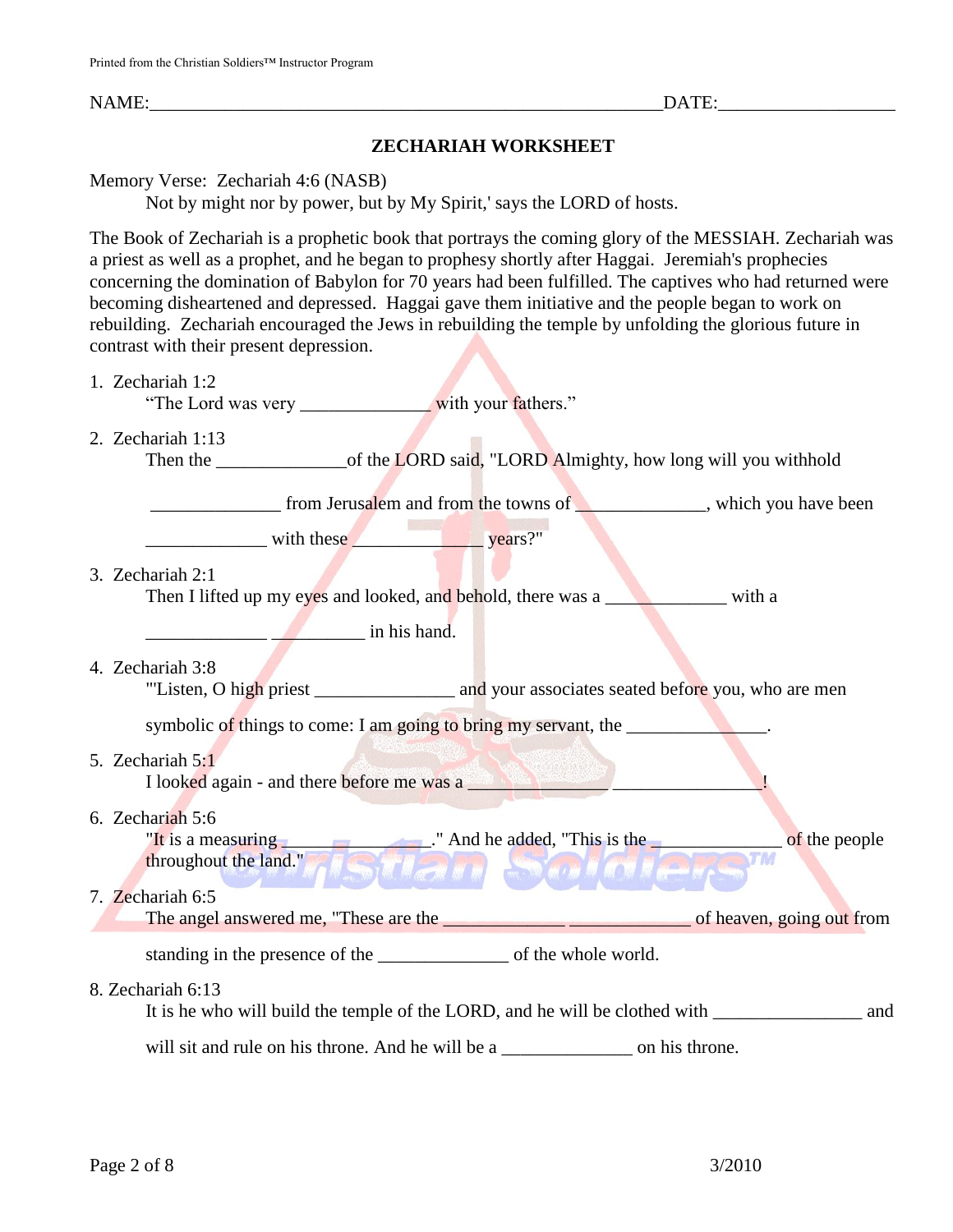NAME:________________________________________________________DATE:__________________

## ZECHARIAH WORKSHEET

Memory Verse: Zechariah 4:6 (NASB)
Not by might nor by power, but by My Spirit,' says the LORD of hosts.

The Book of Zechariah is a prophetic book that portrays the coming glory of the MESSIAH. Zechariah was a priest as well as a prophet, and he began to prophesy shortly after Haggai. Jeremiah's prophecies concerning the domination of Babylon for 70 years had been fulfilled. The captives who had returned were becoming disheartened and depressed. Haggai gave them initiative and the people began to work on rebuilding. Zechariah encouraged the Jews in rebuilding the temple by unfolding the glorious future in contrast with their present depression.

1. Zechariah 1:2
   "The Lord was very ______________ with your fathers."

2. Zechariah 1:13
   Then the ______________of the LORD said, "LORD Almighty, how long will you withhold

   ______________ from Jerusalem and from the towns of ______________, which you have been

   _____________ with these ______________ years?"

3. Zechariah 2:1
   Then I lifted up my eyes and looked, and behold, there was a _____________ with a

   _____________ __________ in his hand.

4. Zechariah 3:8
   "'Listen, O high priest _______________ and your associates seated before you, who are men

   symbolic of things to come: I am going to bring my servant, the _______________.

5. Zechariah 5:1
   I looked again - and there before me was a _______________ ________________!

6. Zechariah 5:6
   "It is a measuring _______________." And he added, "This is the _____________ of the people throughout the land."

7. Zechariah 6:5
   The angel answered me, "These are the _____________ _____________ of heaven, going out from

   standing in the presence of the ______________ of the whole world.

8. Zechariah 6:13
   It is he who will build the temple of the LORD, and he will be clothed with ________________ and

   will sit and rule on his throne. And he will be a ______________ on his throne.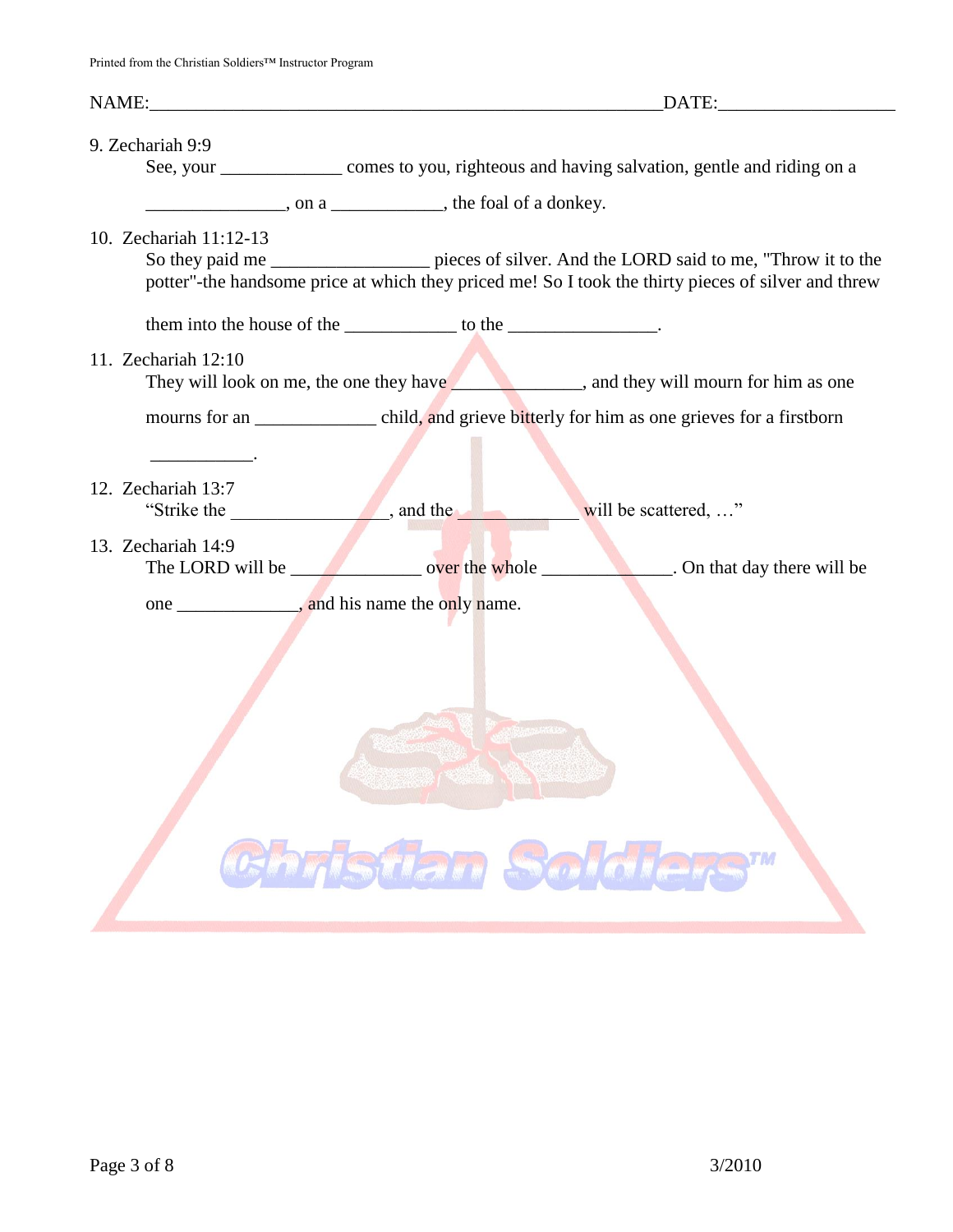NAME:________________________________________________________DATE:___________________

9. Zechariah 9:9
   See, your _____________ comes to you, righteous and having salvation, gentle and riding on a

   _______________, on a ____________, the foal of a donkey.

10. Zechariah 11:12-13
    So they paid me _________________ pieces of silver. And the LORD said to me, "Throw it to the potter"-the handsome price at which they priced me! So I took the thirty pieces of silver and threw

    them into the house of the ____________ to the ________________.

11. Zechariah 12:10
    They will look on me, the one they have ______________, and they will mourn for him as one

    mourns for an _____________ child, and grieve bitterly for him as one grieves for a firstborn

    ___________.

12. Zechariah 13:7
    "Strike the _________________, and the _____________ will be scattered, …"

13. Zechariah 14:9
    The LORD will be ______________ over the whole ______________. On that day there will be

    one _____________, and his name the only name.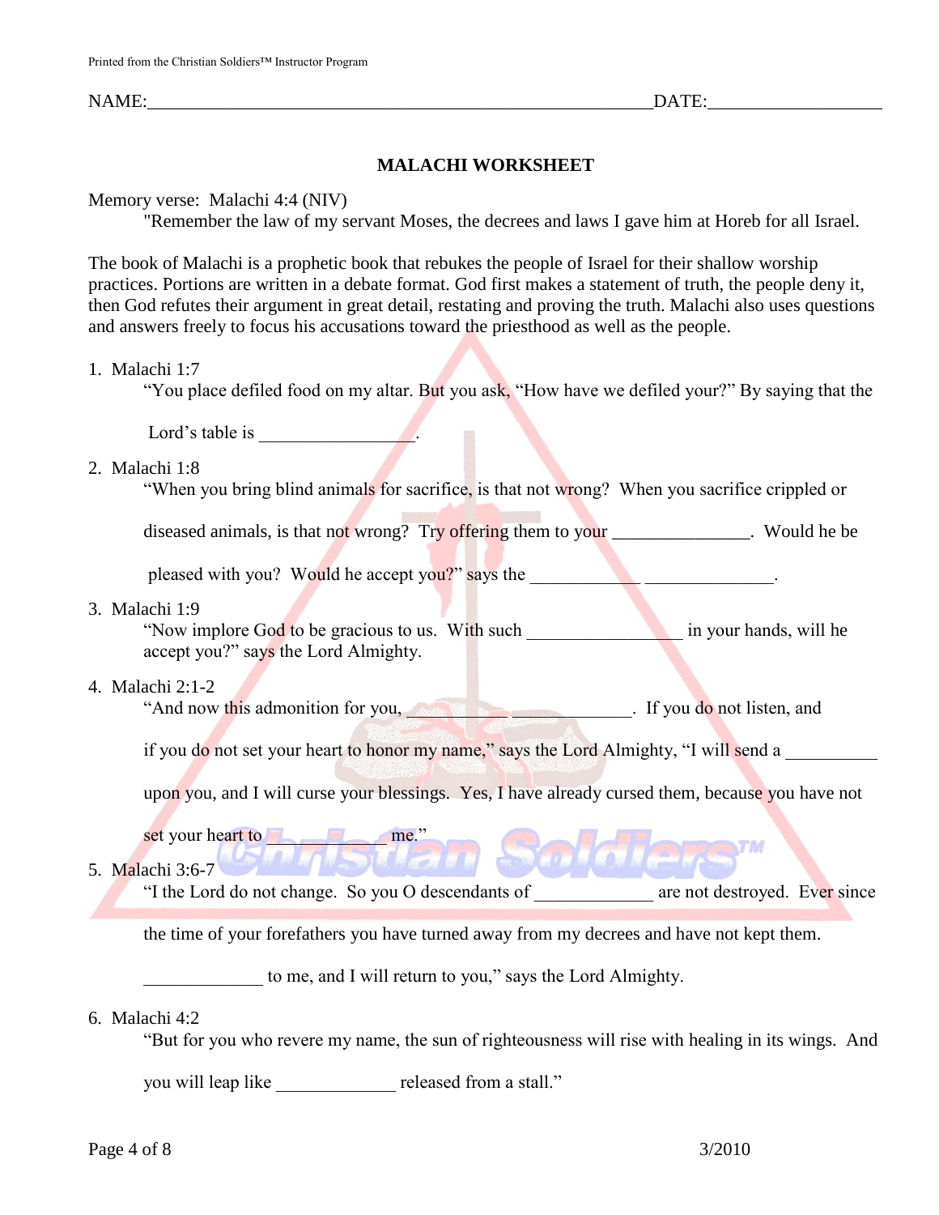NAME:_________________________________________________________DATE:___________________

**MALACHI WORKSHEET**

Memory verse: Malachi 4:4 (NIV)

"Remember the law of my servant Moses, the decrees and laws I gave him at Horeb for all Israel.

The book of Malachi is a prophetic book that rebukes the people of Israel for their shallow worship practices. Portions are written in a debate format. God first makes a statement of truth, the people deny it, then God refutes their argument in great detail, restating and proving the truth. Malachi also uses questions and answers freely to focus his accusations toward the priesthood as well as the people.

1. Malachi 1:7

   "You place defiled food on my altar. But you ask, "How have we defiled your?" By saying that the Lord's table is _________________.

2. Malachi 1:8

   "When you bring blind animals for sacrifice, is that not wrong? When you sacrifice crippled or diseased animals, is that not wrong? Try offering them to your _______________. Would he be pleased with you? Would he accept you?" says the ____________ ______________.

3. Malachi 1:9

   "Now implore God to be gracious to us. With such _________________ in your hands, will he accept you?" says the Lord Almighty.

4. Malachi 2:1-2

   "And now this admonition for you, ____________ _____________. If you do not listen, and if you do not set your heart to honor my name," says the Lord Almighty, "I will send a __________ upon you, and I will curse your blessings. Yes, I have already cursed them, because you have not set your heart to ____________ me."

5. Malachi 3:6-7

   "I the Lord do not change. So you O descendants of _____________ are not destroyed. Ever since the time of your forefathers you have turned away from my decrees and have not kept them. _____________ to me, and I will return to you," says the Lord Almighty.

6. Malachi 4:2

   "But for you who revere my name, the sun of righteousness will rise with healing in its wings. And you will leap like _____________ released from a stall."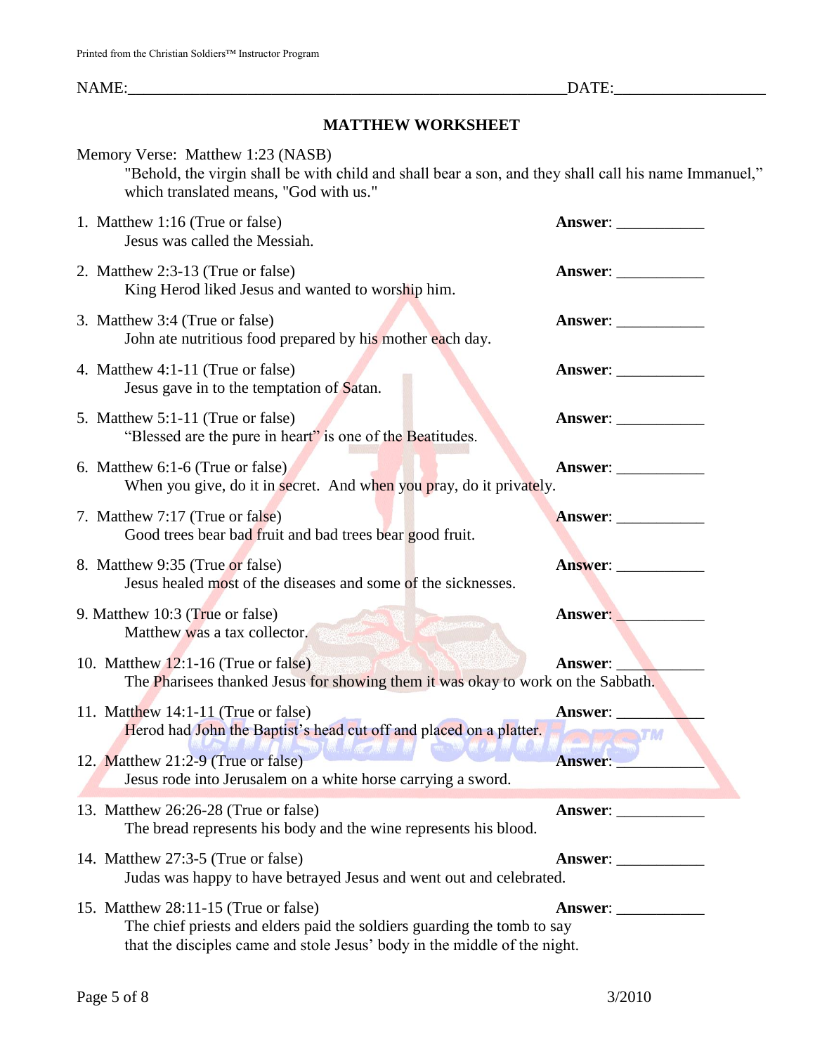NAME:_______________________________________________________DATE:__________________

## MATTHEW WORKSHEET

Memory Verse: Matthew 1:23 (NASB)
"Behold, the virgin shall be with child and shall bear a son, and they shall call his name Immanuel," which translated means, "God with us."

1. Matthew 1:16 (True or false) **Answer**: ___________
   Jesus was called the Messiah.

2. Matthew 2:3-13 (True or false) **Answer**: ___________
   King Herod liked Jesus and wanted to worship him.

3. Matthew 3:4 (True or false) **Answer**: ___________
   John ate nutritious food prepared by his mother each day.

4. Matthew 4:1-11 (True or false) **Answer**: ___________
   Jesus gave in to the temptation of Satan.

5. Matthew 5:1-11 (True or false) **Answer**: ___________
   "Blessed are the pure in heart" is one of the Beatitudes.

6. Matthew 6:1-6 (True or false) **Answer**: ___________
   When you give, do it in secret. And when you pray, do it privately.

7. Matthew 7:17 (True or false) **Answer**: ___________
   Good trees bear bad fruit and bad trees bear good fruit.

8. Matthew 9:35 (True or false) **Answer**: ___________
   Jesus healed most of the diseases and some of the sicknesses.

9. Matthew 10:3 (True or false) **Answer**: ___________
   Matthew was a tax collector.

10. Matthew 12:1-16 (True or false) **Answer**: ___________
    The Pharisees thanked Jesus for showing them it was okay to work on the Sabbath.

11. Matthew 14:1-11 (True or false) **Answer**: ___________
    Herod had John the Baptist's head cut off and placed on a platter.

12. Matthew 21:2-9 (True or false) **Answer**: ___________
    Jesus rode into Jerusalem on a white horse carrying a sword.

13. Matthew 26:26-28 (True or false) **Answer**: ___________
    The bread represents his body and the wine represents his blood.

14. Matthew 27:3-5 (True or false) **Answer**: ___________
    Judas was happy to have betrayed Jesus and went out and celebrated.

15. Matthew 28:11-15 (True or false) **Answer**: ___________
    The chief priests and elders paid the soldiers guarding the tomb to say that the disciples came and stole Jesus' body in the middle of the night.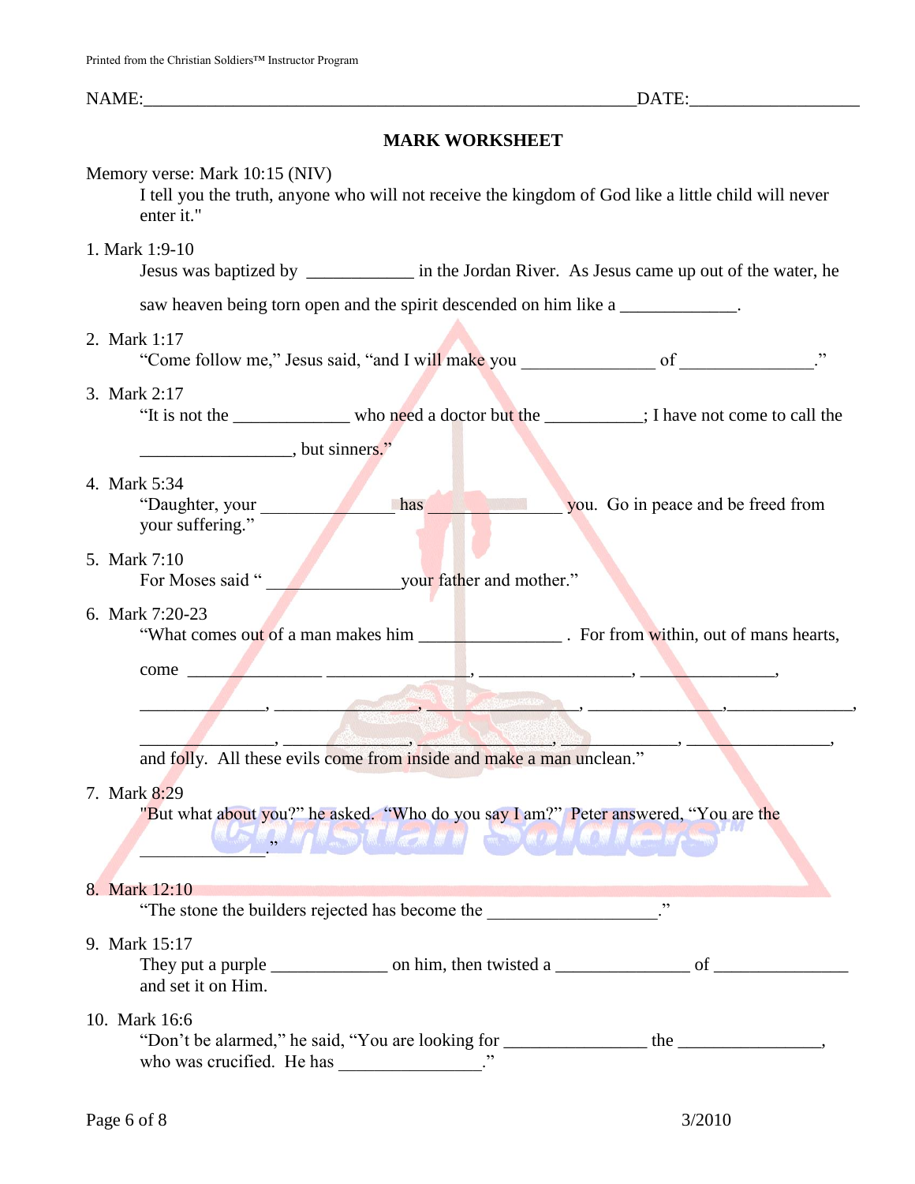NAME:_______________________________________________________DATE:___________________

**MARK WORKSHEET**

Memory verse: Mark 10:15 (NIV)

I tell you the truth, anyone who will not receive the kingdom of God like a little child will never enter it."

1. Mark 1:9-10

   Jesus was baptized by ____________ in the Jordan River. As Jesus came up out of the water, he saw heaven being torn open and the spirit descended on him like a _____________.

2. Mark 1:17

   "Come follow me," Jesus said, "and I will make you ______________ of ______________."

3. Mark 2:17

   "It is not the _____________ who need a doctor but the ___________; I have not come to call the _________________, but sinners."

4. Mark 5:34

   "Daughter, your _______________ has _______________ you. Go in peace and be freed from your suffering."

5. Mark 7:10

   For Moses said " _______________your father and mother."

6. Mark 7:20-23

   "What comes out of a man makes him ________________ . For from within, out of mans hearts, come _______________ _______________, ________________, _______________, _______________, _______________, _______________, _______________,_______________, _______________, _______________, _______________, _______________, ________________, and folly. All these evils come from inside and make a man unclean."

7. Mark 8:29

   "But what about you?" he asked. "Who do you say I am?" Peter answered, "You are the ______________."

8. Mark 12:10

   "The stone the builders rejected has become the __________________."

9. Mark 15:17

   They put a purple _____________ on him, then twisted a _______________ of _______________ and set it on Him.

10. Mark 16:6

    "Don't be alarmed," he said, "You are looking for ________________ the ________________, who was crucified. He has ________________."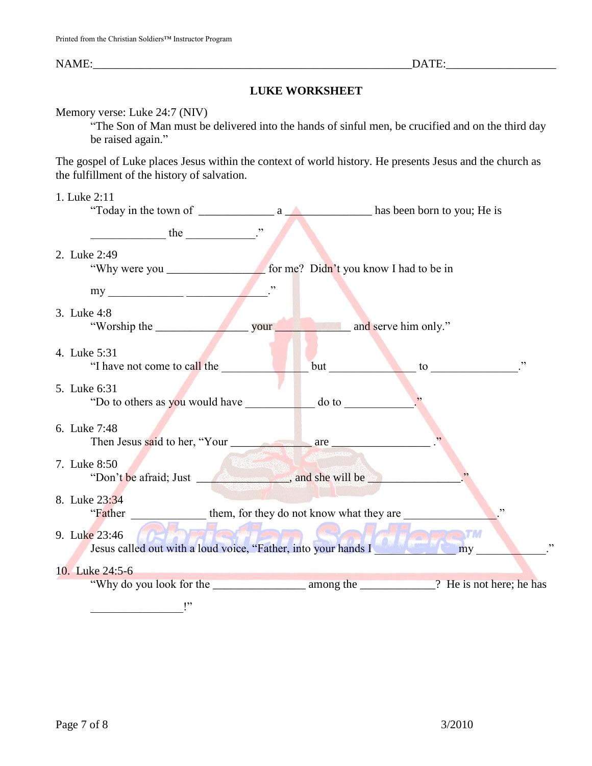NAME:____________________________________________________________DATE:___________________

**LUKE WORKSHEET**

Memory verse: Luke 24:7 (NIV)

> "The Son of Man must be delivered into the hands of sinful men, be crucified and on the third day be raised again."

The gospel of Luke places Jesus within the context of world history. He presents Jesus and the church as the fulfillment of the history of salvation.

1. Luke 2:11
   "Today in the town of _____________ a ______________ has been born to you; He is _____________ the ____________."

2. Luke 2:49
   "Why were you _________________ for me? Didn't you know I had to be in my _____________ _____________."

3. Luke 4:8
   "Worship the ________________ your _____________ and serve him only."

4. Luke 5:31
   "I have not come to call the _______________ but _______________ to _______________."

5. Luke 6:31
   "Do to others as you would have ____________ do to ____________."

6. Luke 7:48
   Then Jesus said to her, "Your ______________ are _________________ ."

7. Luke 8:50
   "Don't be afraid; Just ________________, and she will be ________________."

8. Luke 23:34
   "Father _____________ them, for they do not know what they are ________________."

9. Luke 23:46
   Jesus called out with a loud voice, "Father, into your hands I ______________ my ____________."

10. Luke 24:5-6
    "Why do you look for the ________________ among the _____________? He is not here; he has ________________!"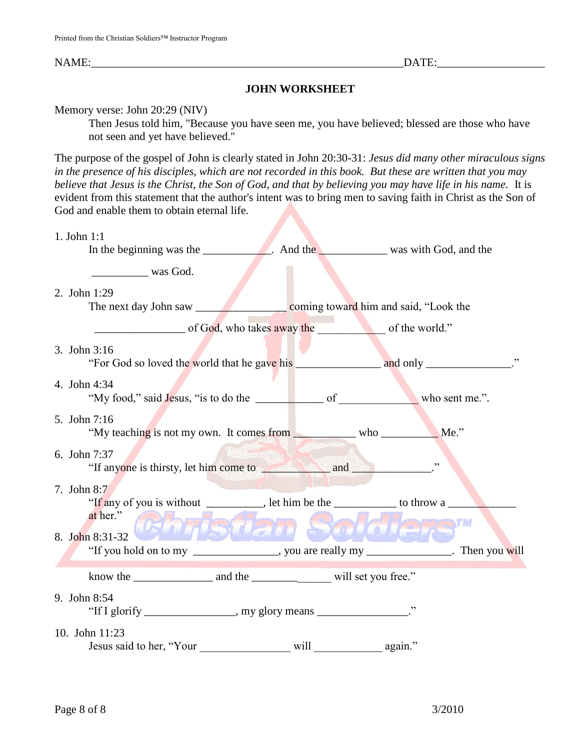NAME:____________________________________________________________DATE:___________________

**JOHN WORKSHEET**

Memory verse: John 20:29 (NIV)

> Then Jesus told him, "Because you have seen me, you have believed; blessed are those who have not seen and yet have believed."

The purpose of the gospel of John is clearly stated in John 20:30-31: *Jesus did many other miraculous signs in the presence of his disciples, which are not recorded in this book. But these are written that you may believe that Jesus is the Christ, the Son of God, and that by believing you may have life in his name.* It is evident from this statement that the author's intent was to bring men to saving faith in Christ as the Son of God and enable them to obtain eternal life.

1. John 1:1
   In the beginning was the ____________. And the ____________ was with God, and the __________ was God.

2. John 1:29
   The next day John saw ________________ coming toward him and said, "Look the ________________ of God, who takes away the ____________ of the world."

3. John 3:16
   "For God so loved the world that he gave his ______________ and only ______________."

4. John 4:34
   "My food," said Jesus, "is to do the ____________ of ______________ who sent me.".

5. John 7:16
   "My teaching is not my own. It comes from ___________ who __________ Me."

6. John 7:37
   "If anyone is thirsty, let him come to ___________ and ______________."

7. John 8:7
   "If any of you is without __________, let him be the ___________ to throw a ____________ at her."

8. John 8:31-32
   "If you hold on to my _______________, you are really my _______________. Then you will know the ______________ and the ________________ will set you free."

9. John 8:54
   "If I glorify ________________, my glory means ________________."

10. John 11:23
    Jesus said to her, "Your ________________ will ____________ again."